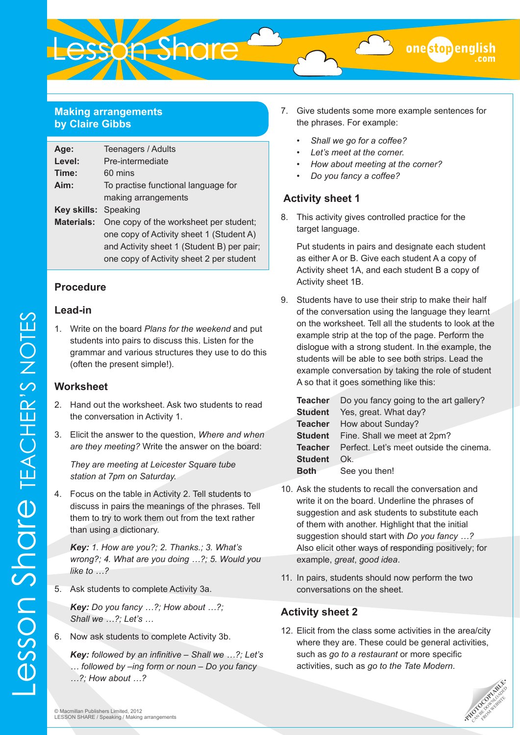## Making arrangements
## by Claire Gibbs

| | |
|---|---|
| **Age:** | Teenagers / Adults |
| **Level:** | Pre-intermediate |
| **Time:** | 60 mins |
| **Aim:** | To practise functional language for making arrangements |
| **Key skills:** | Speaking |
| **Materials:** | One copy of the worksheet per student; one copy of Activity sheet 1 (Student A) and Activity sheet 1 (Student B) per pair; one copy of Activity sheet 2 per student |

### Procedure

### Lead-in

1. Write on the board *Plans for the weekend* and put students into pairs to discuss this. Listen for the grammar and various structures they use to do this (often the present simple!).

### Worksheet

2. Hand out the worksheet. Ask two students to read the conversation in Activity 1.

3. Elicit the answer to the question, *Where and when are they meeting?* Write the answer on the board:

   *They are meeting at Leicester Square tube station at 7pm on Saturday.*

4. Focus on the table in Activity 2. Tell students to discuss in pairs the meanings of the phrases. Tell them to try to work them out from the text rather than using a dictionary.

   ***Key:*** *1. How are you?; 2. Thanks.; 3. What's wrong?; 4. What are you doing …?; 5. Would you like to …?*

5. Ask students to complete Activity 3a.

   ***Key:*** *Do you fancy …?; How about …?; Shall we …?; Let's …*

6. Now ask students to complete Activity 3b.

   ***Key:*** *followed by an infinitive – Shall we …?; Let's … followed by –ing form or noun – Do you fancy …?; How about …?*

7. Give students some more example sentences for the phrases. For example:

   - *Shall we go for a coffee?*
   - *Let's meet at the corner.*
   - *How about meeting at the corner?*
   - *Do you fancy a coffee?*

### Activity sheet 1

8. This activity gives controlled practice for the target language.

   Put students in pairs and designate each student as either A or B. Give each student A a copy of Activity sheet 1A, and each student B a copy of Activity sheet 1B.

9. Students have to use their strip to make their half of the conversation using the language they learnt on the worksheet. Tell all the students to look at the example strip at the top of the page. Perform the dislogue with a strong student. In the example, the students will be able to see both strips. Lead the example conversation by taking the role of student A so that it goes something like this:

   | | |
   |---|---|
   | **Teacher** | Do you fancy going to the art gallery? |
   | **Student** | Yes, great. What day? |
   | **Teacher** | How about Sunday? |
   | **Student** | Fine. Shall we meet at 2pm? |
   | **Teacher** | Perfect. Let's meet outside the cinema. |
   | **Student** | Ok. |
   | **Both** | See you then! |

10. Ask the students to recall the conversation and write it on the board. Underline the phrases of suggestion and ask students to substitute each of them with another. Highlight that the initial suggestion should start with *Do you fancy …?* Also elicit other ways of responding positively; for example, *great*, *good idea*.

11. In pairs, students should now perform the two conversations on the sheet.

### Activity sheet 2

12. Elicit from the class some activities in the area/city where they are. These could be general activities, such as *go to a restaurant* or more specific activities, such as *go to the Tate Modern*.

© Macmillan Publishers Limited, 2012
LESSON SHARE / Speaking / Making arrangements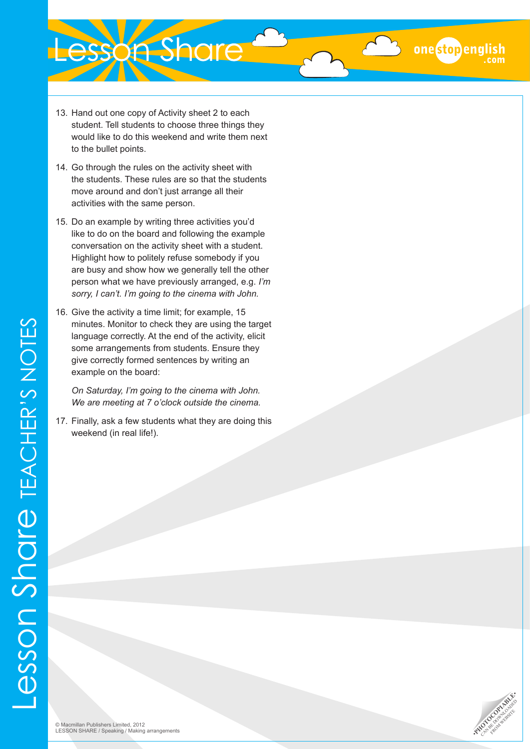13. Hand out one copy of Activity sheet 2 to each student. Tell students to choose three things they would like to do this weekend and write them next to the bullet points.

14. Go through the rules on the activity sheet with the students. These rules are so that the students move around and don't just arrange all their activities with the same person.

15. Do an example by writing three activities you'd like to do on the board and following the example conversation on the activity sheet with a student. Highlight how to politely refuse somebody if you are busy and show how we generally tell the other person what we have previously arranged, e.g. *I'm sorry, I can't. I'm going to the cinema with John.*

16. Give the activity a time limit; for example, 15 minutes. Monitor to check they are using the target language correctly. At the end of the activity, elicit some arrangements from students. Ensure they give correctly formed sentences by writing an example on the board:

    *On Saturday, I'm going to the cinema with John. We are meeting at 7 o'clock outside the cinema.*

17. Finally, ask a few students what they are doing this weekend (in real life!).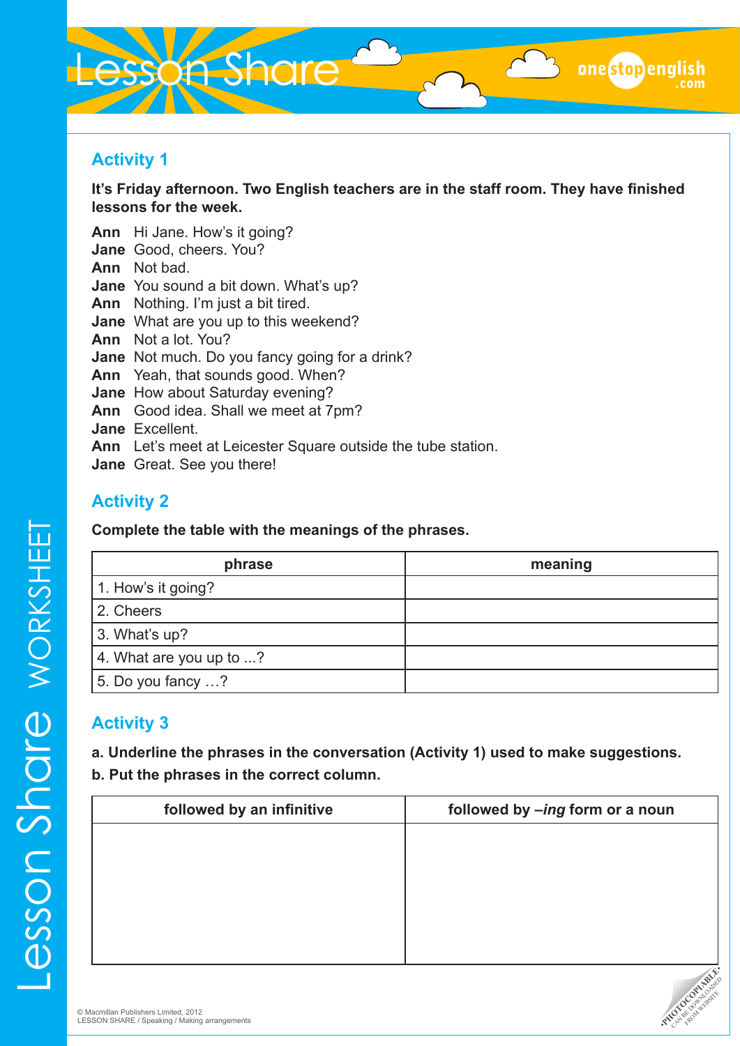## Activity 1

**It's Friday afternoon. Two English teachers are in the staff room. They have finished lessons for the week.**

**Ann** Hi Jane. How's it going?
**Jane** Good, cheers. You?
**Ann** Not bad.
**Jane** You sound a bit down. What's up?
**Ann** Nothing. I'm just a bit tired.
**Jane** What are you up to this weekend?
**Ann** Not a lot. You?
**Jane** Not much. Do you fancy going for a drink?
**Ann** Yeah, that sounds good. When?
**Jane** How about Saturday evening?
**Ann** Good idea. Shall we meet at 7pm?
**Jane** Excellent.
**Ann** Let's meet at Leicester Square outside the tube station.
**Jane** Great. See you there!

## Activity 2

**Complete the table with the meanings of the phrases.**

| phrase | meaning |
|---|---|
| 1. How's it going? | |
| 2. Cheers | |
| 3. What's up? | |
| 4. What are you up to ...? | |
| 5. Do you fancy …? | |

## Activity 3

**a. Underline the phrases in the conversation (Activity 1) used to make suggestions.**

**b. Put the phrases in the correct column.**

| followed by an infinitive | followed by *–ing* form or a noun |
|---|---|
| | |

© Macmillan Publishers Limited, 2012
LESSON SHARE / Speaking / Making arrangements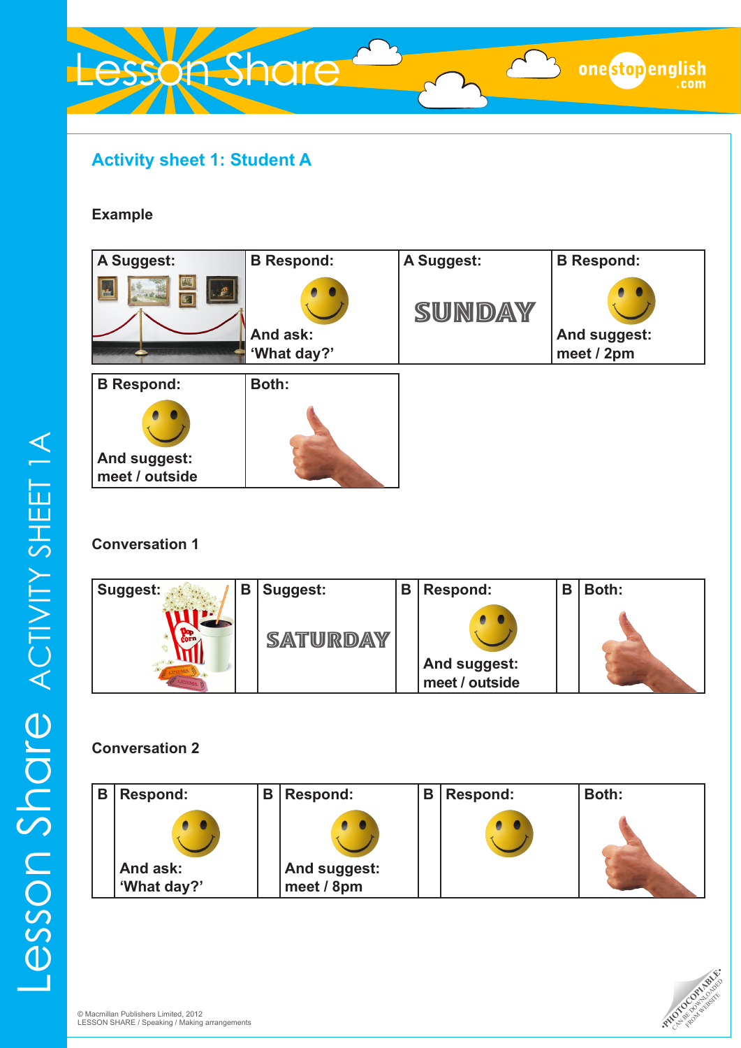## Activity sheet 1: Student A

**Example**

| A Suggest: | B Respond: | A Suggest: | B Respond: |
|---|---|---|---|
| | And ask: 'What day?' | SUNDAY | And suggest: meet / 2pm |

| B Respond: | Both: |
|---|---|
| And suggest: meet / outside | |

**Conversation 1**

| Suggest: | B | Suggest: | B | Respond: | B | Both: |
|---|---|---|---|---|---|---|
| | | SATURDAY | | And suggest: meet / outside | | |

**Conversation 2**

| B | Respond: | B | Respond: | B | Respond: | Both: |
|---|---|---|---|---|---|---|
| | And ask: 'What day?' | | And suggest: meet / 8pm | | | |

© Macmillan Publishers Limited, 2012
LESSON SHARE / Speaking / Making arrangements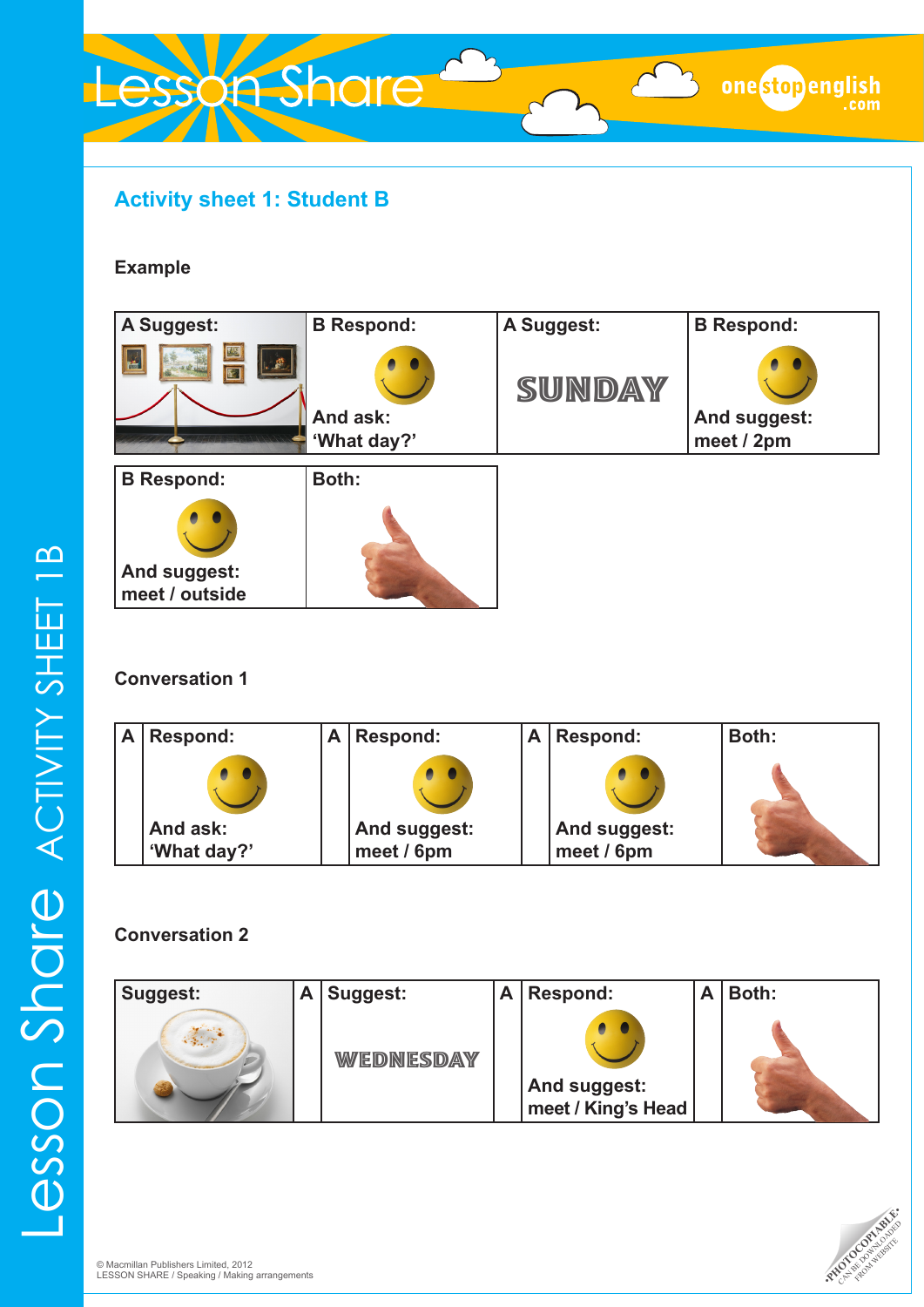## Activity sheet 1: Student B

**Example**

| A Suggest: | B Respond: | A Suggest: | B Respond: |
|---|---|---|---|
| | And ask: 'What day?' | SUNDAY | And suggest: meet / 2pm |
| **B Respond:** | **Both:** | | |
| And suggest: meet / outside | | | |

**Conversation 1**

| A | Respond: | A | Respond: | A | Respond: | Both: |
|---|---|---|---|---|---|---|
| | And ask: 'What day?' | | And suggest: meet / 6pm | | And suggest: meet / 6pm | |

**Conversation 2**

| Suggest: | A | Suggest: | A | Respond: | A | Both: |
|---|---|---|---|---|---|---|
| | | WEDNESDAY | | And suggest: meet / King's Head | | |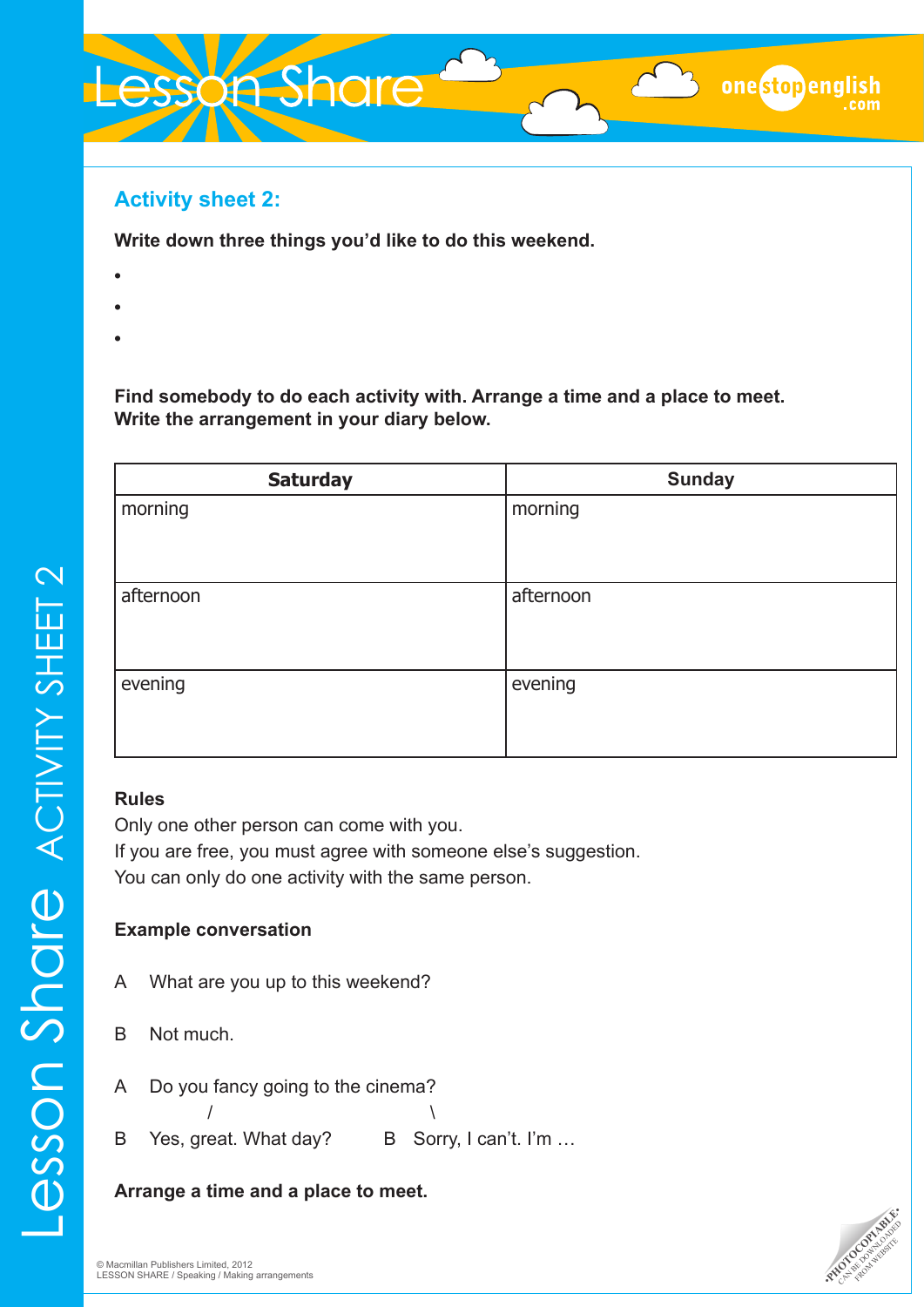## Activity sheet 2:

**Write down three things you'd like to do this weekend.**

- 
- 
- 

**Find somebody to do each activity with. Arrange a time and a place to meet. Write the arrangement in your diary below.**

| Saturday | Sunday |
|---|---|
| morning | morning |
| afternoon | afternoon |
| evening | evening |

**Rules**

Only one other person can come with you.
If you are free, you must agree with someone else's suggestion.
You can only do one activity with the same person.

**Example conversation**

A What are you up to this weekend?

B Not much.

A Do you fancy going to the cinema?

/ \

B Yes, great. What day? B Sorry, I can't. I'm …

**Arrange a time and a place to meet.**

© Macmillan Publishers Limited, 2012
LESSON SHARE / Speaking / Making arrangements